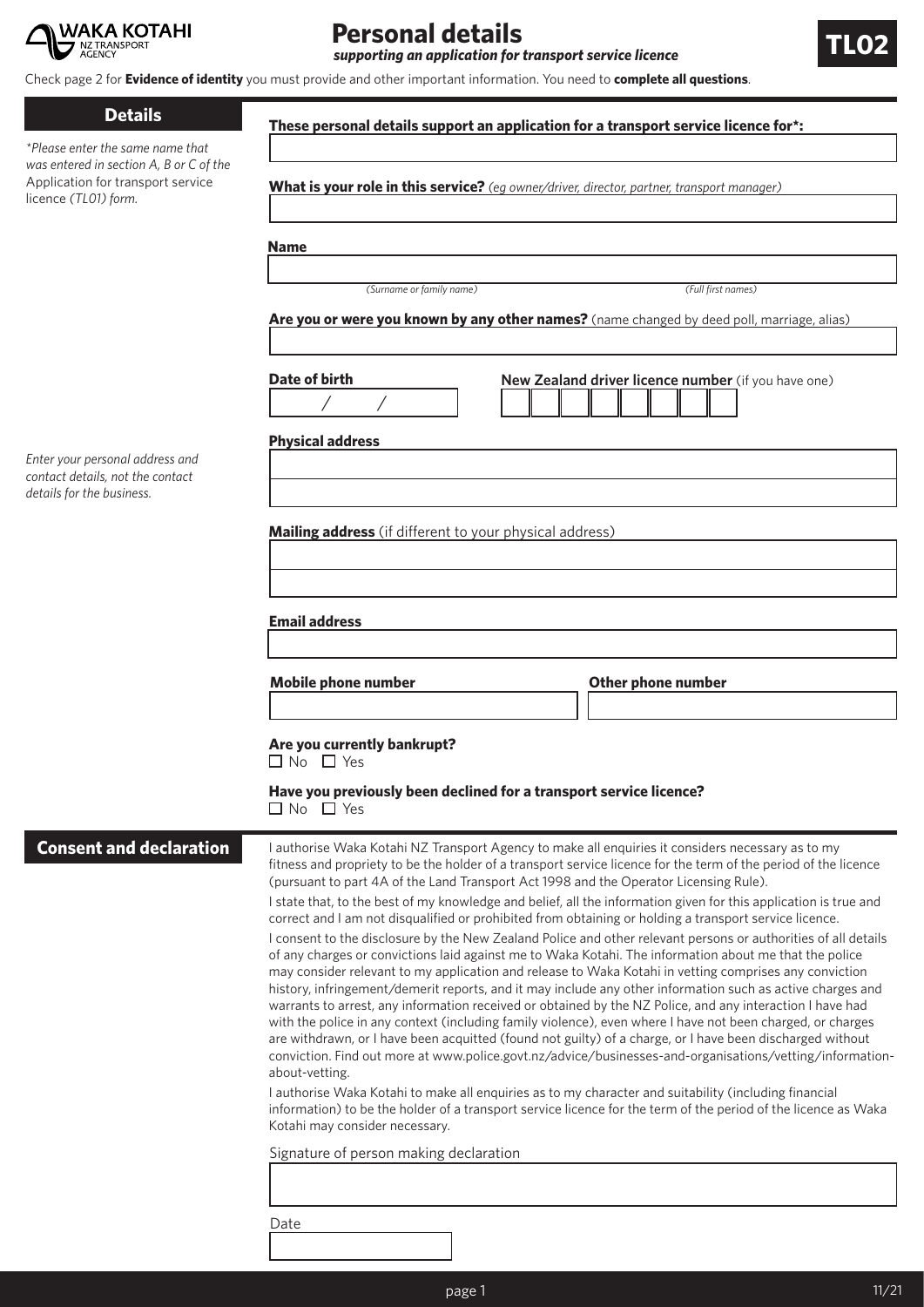WAKA KOTAHI NZ TRANSPORT AGENCY

# Personal details

***supporting an application for transport service licence***

**TL02**

Check page 2 for **Evidence of identity** you must provide and other important information. You need to **complete all questions**.

## Details

*\*Please enter the same name that was entered in section A, B or C of the* Application for transport service licence *(TL01) form.*

**These personal details support an application for a transport service licence for\*:**

**What is your role in this service?** *(eg owner/driver, director, partner, transport manager)*

**Name**

*(Surname or family name)* *(Full first names)*

**Are you or were you known by any other names?** (name changed by deed poll, marriage, alias)

**Date of birth**

/ /

**New Zealand driver licence number** (if you have one)

*Enter your personal address and contact details, not the contact details for the business.*

**Physical address**

**Mailing address** (if different to your physical address)

**Email address**

**Mobile phone number**

**Other phone number**

**Are you currently bankrupt?**

☐ No ☐ Yes

**Have you previously been declined for a transport service licence?**

☐ No ☐ Yes

## Consent and declaration

I authorise Waka Kotahi NZ Transport Agency to make all enquiries it considers necessary as to my fitness and propriety to be the holder of a transport service licence for the term of the period of the licence (pursuant to part 4A of the Land Transport Act 1998 and the Operator Licensing Rule).

I state that, to the best of my knowledge and belief, all the information given for this application is true and correct and I am not disqualified or prohibited from obtaining or holding a transport service licence.

I consent to the disclosure by the New Zealand Police and other relevant persons or authorities of all details of any charges or convictions laid against me to Waka Kotahi. The information about me that the police may consider relevant to my application and release to Waka Kotahi in vetting comprises any conviction history, infringement/demerit reports, and it may include any other information such as active charges and warrants to arrest, any information received or obtained by the NZ Police, and any interaction I have had with the police in any context (including family violence), even where I have not been charged, or charges are withdrawn, or I have been acquitted (found not guilty) of a charge, or I have been discharged without conviction. Find out more at www.police.govt.nz/advice/businesses-and-organisations/vetting/information-about-vetting.

I authorise Waka Kotahi to make all enquiries as to my character and suitability (including financial information) to be the holder of a transport service licence for the term of the period of the licence as Waka Kotahi may consider necessary.

Signature of person making declaration

Date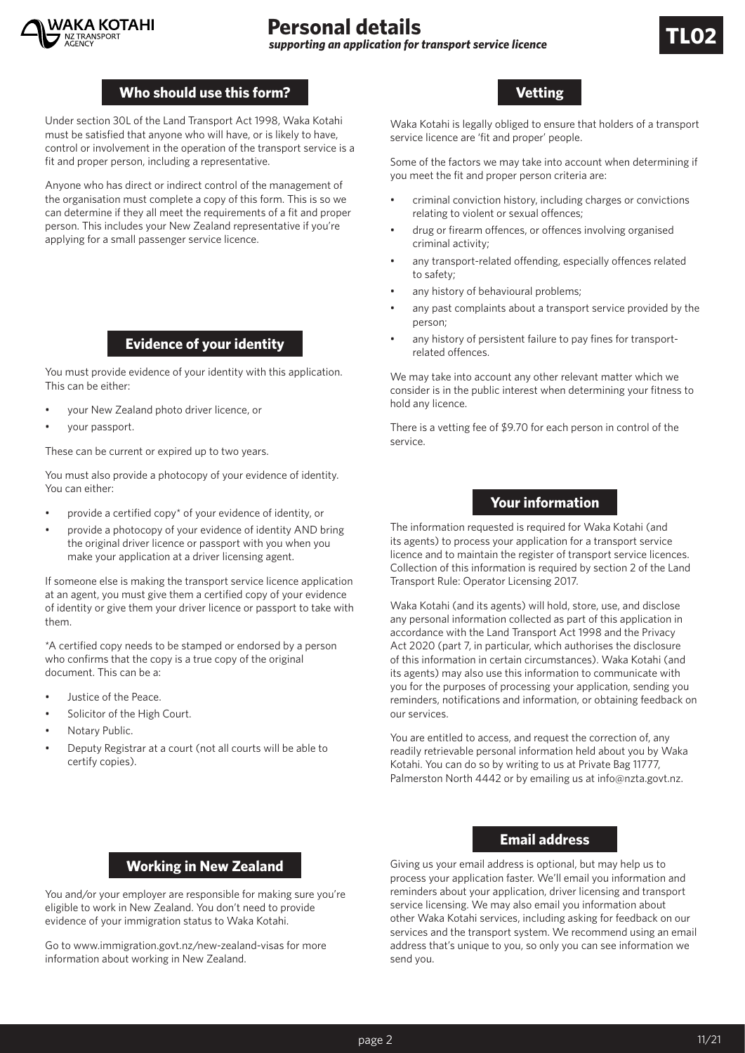# Personal details

***supporting an application for transport service licence***

**TL02**

## Who should use this form?

Under section 30L of the Land Transport Act 1998, Waka Kotahi must be satisfied that anyone who will have, or is likely to have, control or involvement in the operation of the transport service is a fit and proper person, including a representative.

Anyone who has direct or indirect control of the management of the organisation must complete a copy of this form. This is so we can determine if they all meet the requirements of a fit and proper person. This includes your New Zealand representative if you're applying for a small passenger service licence.

## Evidence of your identity

You must provide evidence of your identity with this application. This can be either:

- your New Zealand photo driver licence, or
- your passport.

These can be current or expired up to two years.

You must also provide a photocopy of your evidence of identity. You can either:

- provide a certified copy* of your evidence of identity, or
- provide a photocopy of your evidence of identity AND bring the original driver licence or passport with you when you make your application at a driver licensing agent.

If someone else is making the transport service licence application at an agent, you must give them a certified copy of your evidence of identity or give them your driver licence or passport to take with them.

*A certified copy needs to be stamped or endorsed by a person who confirms that the copy is a true copy of the original document. This can be a:

- Justice of the Peace.
- Solicitor of the High Court.
- Notary Public.
- Deputy Registrar at a court (not all courts will be able to certify copies).

## Working in New Zealand

You and/or your employer are responsible for making sure you're eligible to work in New Zealand. You don't need to provide evidence of your immigration status to Waka Kotahi.

Go to www.immigration.govt.nz/new-zealand-visas for more information about working in New Zealand.

## Vetting

Waka Kotahi is legally obliged to ensure that holders of a transport service licence are 'fit and proper' people.

Some of the factors we may take into account when determining if you meet the fit and proper person criteria are:

- criminal conviction history, including charges or convictions relating to violent or sexual offences;
- drug or firearm offences, or offences involving organised criminal activity;
- any transport-related offending, especially offences related to safety;
- any history of behavioural problems;
- any past complaints about a transport service provided by the person;
- any history of persistent failure to pay fines for transport-related offences.

We may take into account any other relevant matter which we consider is in the public interest when determining your fitness to hold any licence.

There is a vetting fee of $9.70 for each person in control of the service.

## Your information

The information requested is required for Waka Kotahi (and its agents) to process your application for a transport service licence and to maintain the register of transport service licences. Collection of this information is required by section 2 of the Land Transport Rule: Operator Licensing 2017.

Waka Kotahi (and its agents) will hold, store, use, and disclose any personal information collected as part of this application in accordance with the Land Transport Act 1998 and the Privacy Act 2020 (part 7, in particular, which authorises the disclosure of this information in certain circumstances). Waka Kotahi (and its agents) may also use this information to communicate with you for the purposes of processing your application, sending you reminders, notifications and information, or obtaining feedback on our services.

You are entitled to access, and request the correction of, any readily retrievable personal information held about you by Waka Kotahi. You can do so by writing to us at Private Bag 11777, Palmerston North 4442 or by emailing us at info@nzta.govt.nz.

## Email address

Giving us your email address is optional, but may help us to process your application faster. We'll email you information and reminders about your application, driver licensing and transport service licensing. We may also email you information about other Waka Kotahi services, including asking for feedback on our services and the transport system. We recommend using an email address that's unique to you, so only you can see information we send you.